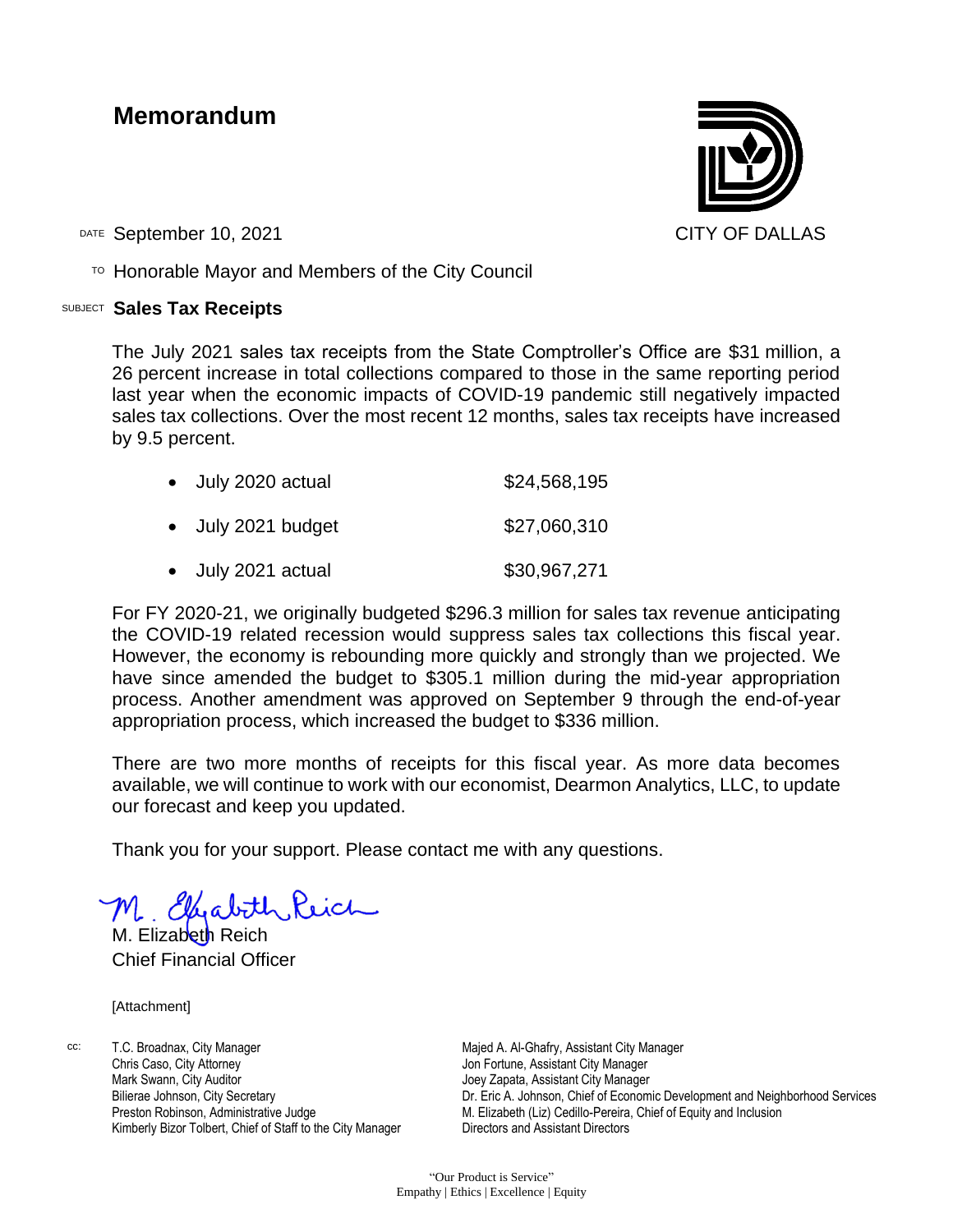# Memorandum

CITY OF DALLAS

DATE September 10, 2021

TO Honorable Mayor and Members of the City Council

SUBJECT **Sales Tax Receipts**

The July 2021 sales tax receipts from the State Comptroller's Office are $31 million, a 26 percent increase in total collections compared to those in the same reporting period last year when the economic impacts of COVID-19 pandemic still negatively impacted sales tax collections. Over the most recent 12 months, sales tax receipts have increased by 9.5 percent.

- July 2020 actual $24,568,195
- July 2021 budget $27,060,310
- July 2021 actual $30,967,271

For FY 2020-21, we originally budgeted $296.3 million for sales tax revenue anticipating the COVID-19 related recession would suppress sales tax collections this fiscal year. However, the economy is rebounding more quickly and strongly than we projected. We have since amended the budget to $305.1 million during the mid-year appropriation process. Another amendment was approved on September 9 through the end-of-year appropriation process, which increased the budget to $336 million.

There are two more months of receipts for this fiscal year. As more data becomes available, we will continue to work with our economist, Dearmon Analytics, LLC, to update our forecast and keep you updated.

Thank you for your support. Please contact me with any questions.

M. Elizabeth Reich
Chief Financial Officer

[Attachment]

cc:
T.C. Broadnax, City Manager
Chris Caso, City Attorney
Mark Swann, City Auditor
Bilierae Johnson, City Secretary
Preston Robinson, Administrative Judge
Kimberly Bizor Tolbert, Chief of Staff to the City Manager
Majed A. Al-Ghafry, Assistant City Manager
Jon Fortune, Assistant City Manager
Joey Zapata, Assistant City Manager
Dr. Eric A. Johnson, Chief of Economic Development and Neighborhood Services
M. Elizabeth (Liz) Cedillo-Pereira, Chief of Equity and Inclusion
Directors and Assistant Directors

"Our Product is Service"
Empathy | Ethics | Excellence | Equity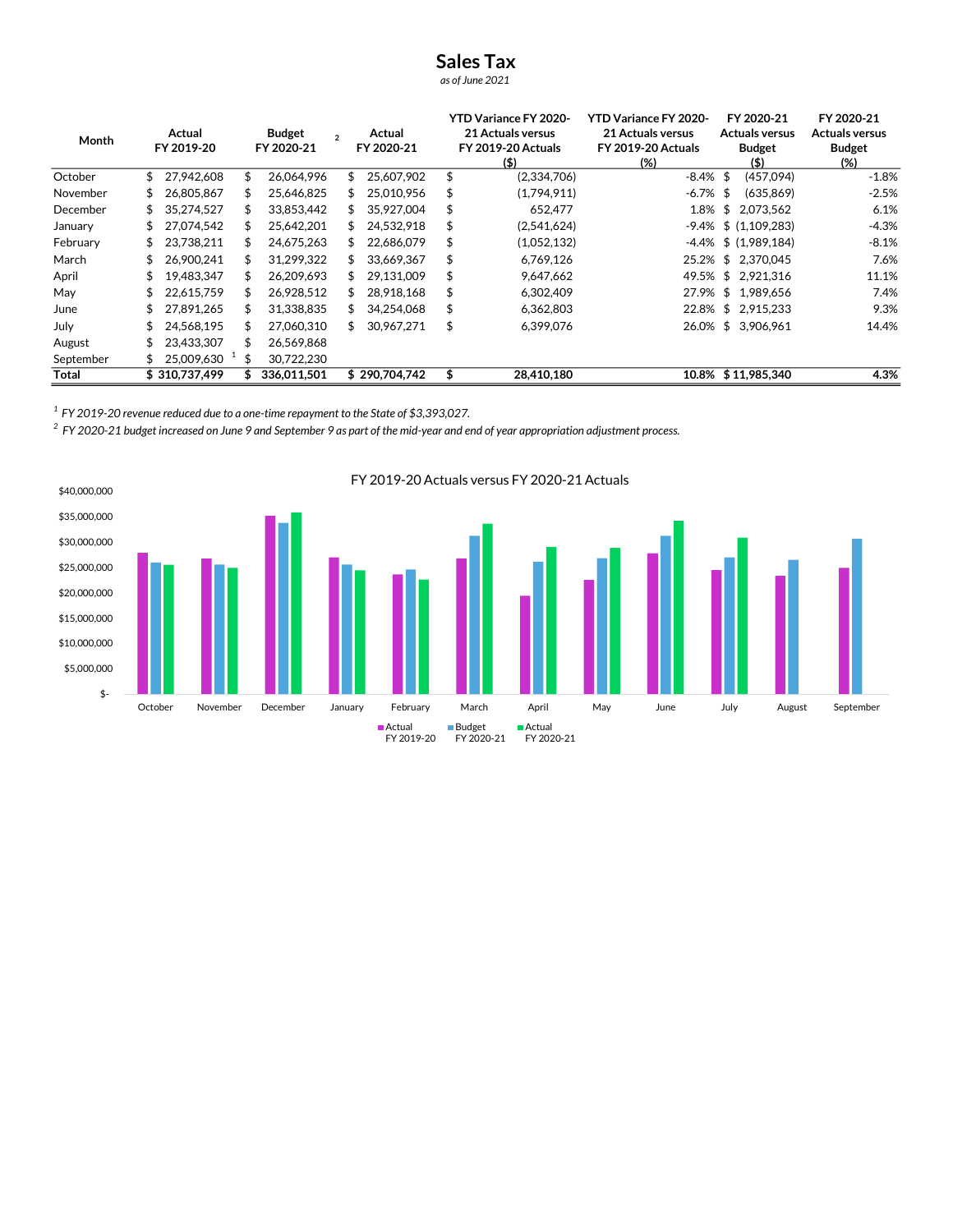# Sales Tax

*as of June 2021*

| Month | Actual FY 2019-20 | Budget FY 2020-21 [2] | Actual FY 2020-21 | YTD Variance FY 2020-21 Actuals versus FY 2019-20 Actuals ($) | YTD Variance FY 2020-21 Actuals versus FY 2019-20 Actuals (%) | FY 2020-21 Actuals versus Budget ($) | FY 2020-21 Actuals versus Budget (%) |
|---|---|---|---|---|---|---|---|
| October | $ 27,942,608 | $ 26,064,996 | $ 25,607,902 | $ (2,334,706) | -8.4% | $ (457,094) | -1.8% |
| November | $ 26,805,867 | $ 25,646,825 | $ 25,010,956 | $ (1,794,911) | -6.7% | $ (635,869) | -2.5% |
| December | $ 35,274,527 | $ 33,853,442 | $ 35,927,004 | $ 652,477 | 1.8% | $ 2,073,562 | 6.1% |
| January | $ 27,074,542 | $ 25,642,201 | $ 24,532,918 | $ (2,541,624) | -9.4% | $ (1,109,283) | -4.3% |
| February | $ 23,738,211 | $ 24,675,263 | $ 22,686,079 | $ (1,052,132) | -4.4% | $ (1,989,184) | -8.1% |
| March | $ 26,900,241 | $ 31,299,322 | $ 33,669,367 | $ 6,769,126 | 25.2% | $ 2,370,045 | 7.6% |
| April | $ 19,483,347 | $ 26,209,693 | $ 29,131,009 | $ 9,647,662 | 49.5% | $ 2,921,316 | 11.1% |
| May | $ 22,615,759 | $ 26,928,512 | $ 28,918,168 | $ 6,302,409 | 27.9% | $ 1,989,656 | 7.4% |
| June | $ 27,891,265 | $ 31,338,835 | $ 34,254,068 | $ 6,362,803 | 22.8% | $ 2,915,233 | 9.3% |
| July | $ 24,568,195 | $ 27,060,310 | $ 30,967,271 | $ 6,399,076 | 26.0% | $ 3,906,961 | 14.4% |
| August | $ 23,433,307 | $ 26,569,868 | | | | | |
| September | $ 25,009,630 [1] | $ 30,722,230 | | | | | |
| **Total** | **$ 310,737,499** | **$ 336,011,501** | **$ 290,704,742** | **$ 28,410,180** | **10.8%** | **$ 11,985,340** | **4.3%** |

[1] *FY 2019-20 revenue reduced due to a one-time repayment to the State of $3,393,027.*

[2] *FY 2020-21 budget increased on June 9 and September 9 as part of the mid-year and end of year appropriation adjustment process.*

FY 2019-20 Actuals versus FY 2020-21 Actuals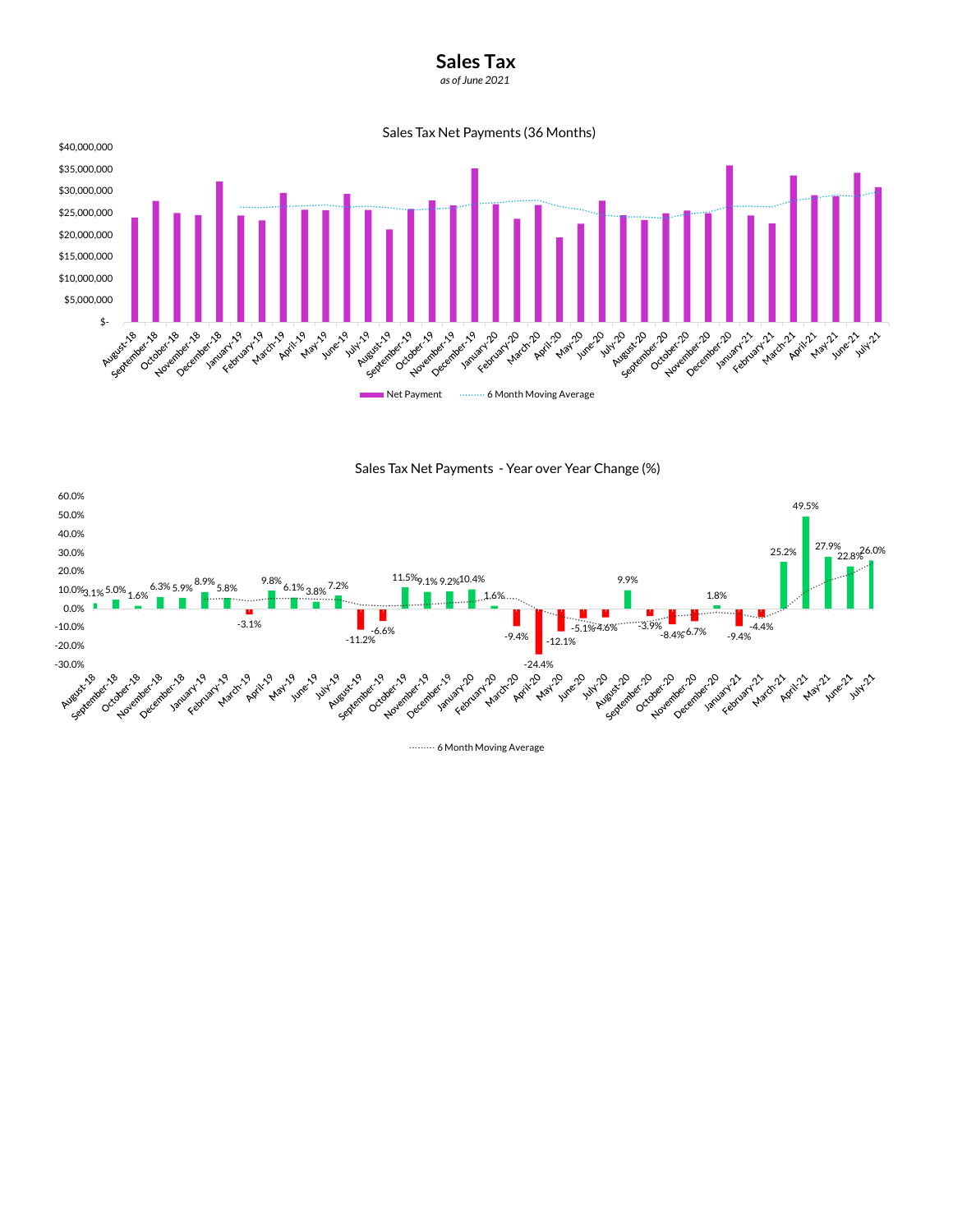# Sales Tax

*as of June 2021*

Sales Tax Net Payments (36 Months)

$40,000,000
$35,000,000
$30,000,000
$25,000,000
$20,000,000
$15,000,000
$10,000,000
$5,000,000
$-

August-18, September-18, October-18, November-18, December-18, January-19, February-19, March-19, April-19, May-19, June-19, July-19, August-19, September-19, October-19, November-19, December-19, January-20, February-20, March-20, April-20, May-20, June-20, July-20, August-20, September-20, October-20, November-20, December-20, January-21, February-21, March-21, April-21, May-21, June-21, July-21

Net Payment
6 Month Moving Average

Sales Tax Net Payments - Year over Year Change (%)

60.0%
50.0%
40.0%
30.0%
20.0%
10.0%
0.0%
-10.0%
-20.0%
-30.0%

3.1% 5.0% 1.6% 6.3% 5.9% 8.9% 5.8% -3.1% 9.8% 6.1% 3.8% 7.2% -11.2% -6.6% 11.5% 9.1% 9.2% 10.4% 1.6% -9.4% -24.4% -12.1% -5.1% -4.6% 9.9% -3.9% -8.4% -6.7% 1.8% -9.4% -4.4% 25.2% 49.5% 27.9% 22.8% 26.0%

August-18, September-18, October-18, November-18, December-18, January-19, February-19, March-19, April-19, May-19, June-19, July-19, August-19, September-19, October-19, November-19, December-19, January-20, February-20, March-20, April-20, May-20, June-20, July-20, August-20, September-20, October-20, November-20, December-20, January-21, February-21, March-21, April-21, May-21, June-21, July-21

6 Month Moving Average